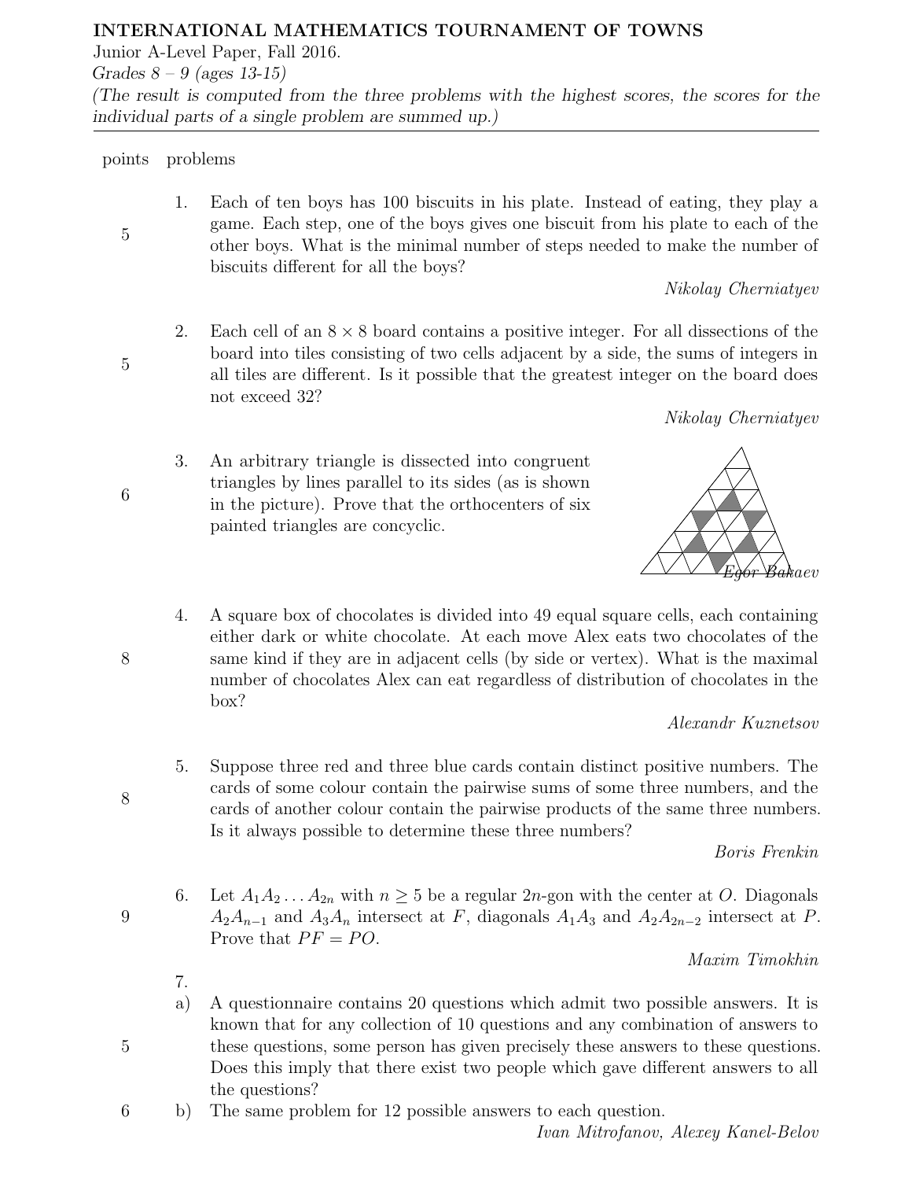**INTERNATIONAL MATHEMATICS TOURNAMENT OF TOWNS**

Junior A-Level Paper, Fall 2016.

*Grades 8 – 9 (ages 13-15)*

*(The result is computed from the three problems with the highest scores, the scores for the individual parts of a single problem are summed up.)*

---

| points | problems |
|---|---|

**5** — 1. Each of ten boys has 100 biscuits in his plate. Instead of eating, they play a game. Each step, one of the boys gives one biscuit from his plate to each of the other boys. What is the minimal number of steps needed to make the number of biscuits different for all the boys?

*Nikolay Cherniatyev*

**5** — 2. Each cell of an $8 \times 8$ board contains a positive integer. For all dissections of the board into tiles consisting of two cells adjacent by a side, the sums of integers in all tiles are different. Is it possible that the greatest integer on the board does not exceed 32?

*Nikolay Cherniatyev*

**6** — 3. An arbitrary triangle is dissected into congruent triangles by lines parallel to its sides (as is shown in the picture). Prove that the orthocenters of six painted triangles are concyclic.

*Egor Bakaev*

**8** — 4. A square box of chocolates is divided into 49 equal square cells, each containing either dark or white chocolate. At each move Alex eats two chocolates of the same kind if they are in adjacent cells (by side or vertex). What is the maximal number of chocolates Alex can eat regardless of distribution of chocolates in the box?

*Alexandr Kuznetsov*

**8** — 5. Suppose three red and three blue cards contain distinct positive numbers. The cards of some colour contain the pairwise sums of some three numbers, and the cards of another colour contain the pairwise products of the same three numbers. Is it always possible to determine these three numbers?

*Boris Frenkin*

**9** — 6. Let $A_1A_2\dots A_{2n}$ with $n \geq 5$ be a regular $2n$-gon with the center at $O$. Diagonals $A_2A_{n-1}$ and $A_3A_n$ intersect at $F$, diagonals $A_1A_3$ and $A_2A_{2n-2}$ intersect at $P$. Prove that $PF = PO$.

*Maxim Timokhin*

7.

**5** — a) A questionnaire contains 20 questions which admit two possible answers. It is known that for any collection of 10 questions and any combination of answers to these questions, some person has given precisely these answers to these questions. Does this imply that there exist two people which gave different answers to all the questions?

**6** — b) The same problem for 12 possible answers to each question.

*Ivan Mitrofanov, Alexey Kanel-Belov*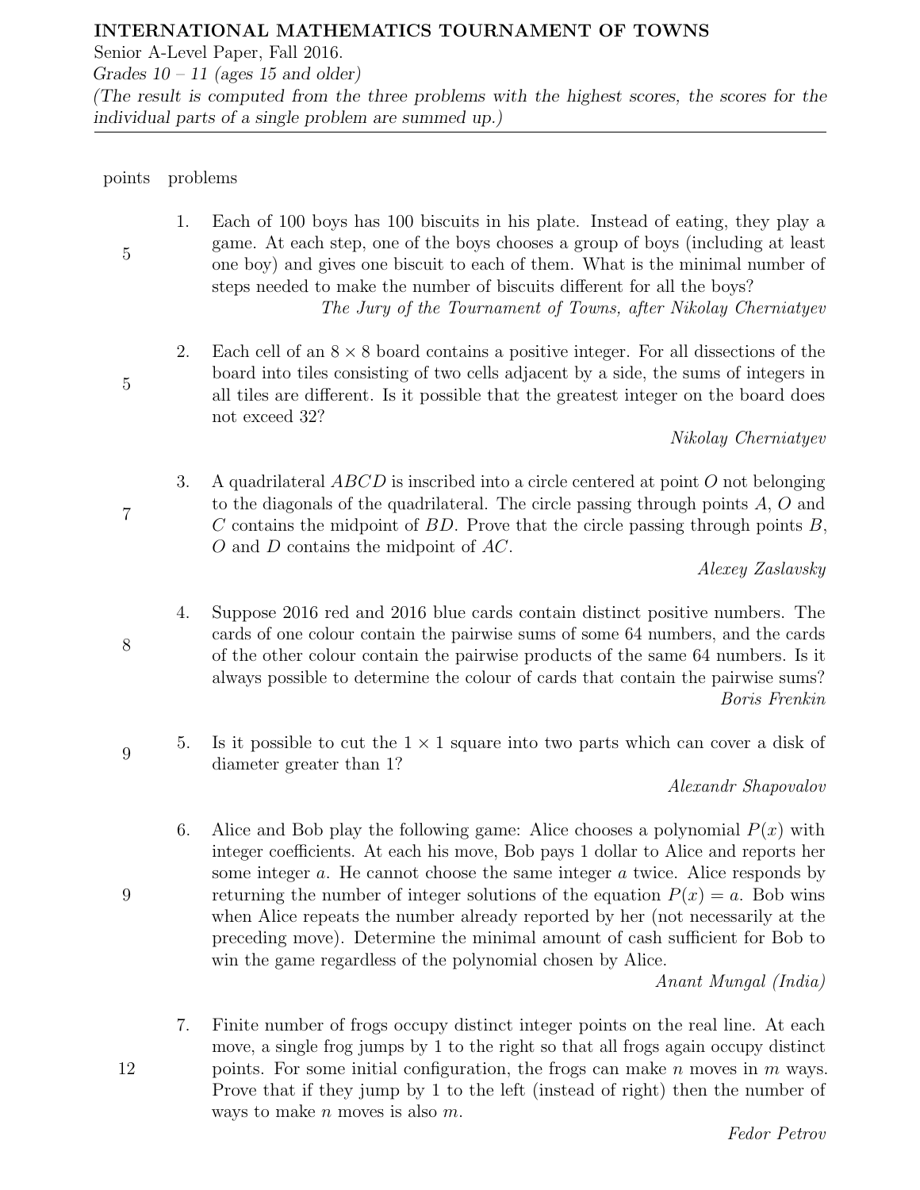**INTERNATIONAL MATHEMATICS TOURNAMENT OF TOWNS**

Senior A-Level Paper, Fall 2016.

*Grades 10 – 11 (ages 15 and older)*

*(The result is computed from the three problems with the highest scores, the scores for the individual parts of a single problem are summed up.)*

---

| points | problems |
|---|---|
| 5 | 1. Each of 100 boys has 100 biscuits in his plate. Instead of eating, they play a game. At each step, one of the boys chooses a group of boys (including at least one boy) and gives one biscuit to each of them. What is the minimal number of steps needed to make the number of biscuits different for all the boys? *The Jury of the Tournament of Towns, after Nikolay Cherniatyev* |
| 5 | 2. Each cell of an $8 \times 8$ board contains a positive integer. For all dissections of the board into tiles consisting of two cells adjacent by a side, the sums of integers in all tiles are different. Is it possible that the greatest integer on the board does not exceed 32? *Nikolay Cherniatyev* |
| 7 | 3. A quadrilateral $ABCD$ is inscribed into a circle centered at point $O$ not belonging to the diagonals of the quadrilateral. The circle passing through points $A$, $O$ and $C$ contains the midpoint of $BD$. Prove that the circle passing through points $B$, $O$ and $D$ contains the midpoint of $AC$. *Alexey Zaslavsky* |
| 8 | 4. Suppose 2016 red and 2016 blue cards contain distinct positive numbers. The cards of one colour contain the pairwise sums of some 64 numbers, and the cards of the other colour contain the pairwise products of the same 64 numbers. Is it always possible to determine the colour of cards that contain the pairwise sums? *Boris Frenkin* |
| 9 | 5. Is it possible to cut the $1 \times 1$ square into two parts which can cover a disk of diameter greater than 1? *Alexandr Shapovalov* |
| 9 | 6. Alice and Bob play the following game: Alice chooses a polynomial $P(x)$ with integer coefficients. At each his move, Bob pays 1 dollar to Alice and reports her some integer $a$. He cannot choose the same integer $a$ twice. Alice responds by returning the number of integer solutions of the equation $P(x) = a$. Bob wins when Alice repeats the number already reported by her (not necessarily at the preceding move). Determine the minimal amount of cash sufficient for Bob to win the game regardless of the polynomial chosen by Alice. *Anant Mungal (India)* |
| 12 | 7. Finite number of frogs occupy distinct integer points on the real line. At each move, a single frog jumps by 1 to the right so that all frogs again occupy distinct points. For some initial configuration, the frogs can make $n$ moves in $m$ ways. Prove that if they jump by 1 to the left (instead of right) then the number of ways to make $n$ moves is also $m$. *Fedor Petrov* |